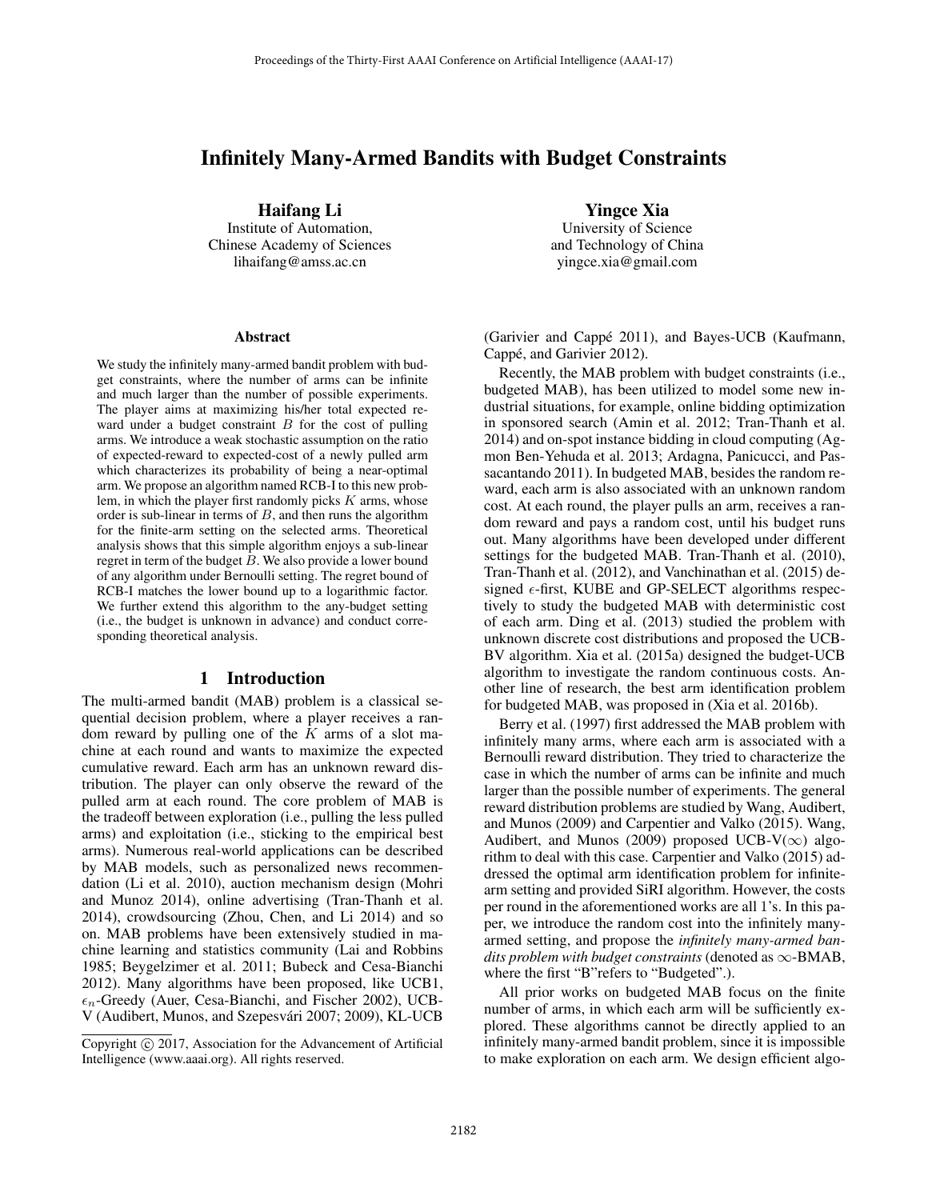# Infinitely Many-Armed Bandits with Budget Constraints

**Haifang Li**
Institute of Automation,
Chinese Academy of Sciences
lihaifang@amss.ac.cn

**Yingce Xia**
University of Science
and Technology of China
yingce.xia@gmail.com

### Abstract

We study the infinitely many-armed bandit problem with budget constraints, where the number of arms can be infinite and much larger than the number of possible experiments. The player aims at maximizing his/her total expected reward under a budget constraint $B$ for the cost of pulling arms. We introduce a weak stochastic assumption on the ratio of expected-reward to expected-cost of a newly pulled arm which characterizes its probability of being a near-optimal arm. We propose an algorithm named RCB-I to this new problem, in which the player first randomly picks $K$ arms, whose order is sub-linear in terms of $B$, and then runs the algorithm for the finite-arm setting on the selected arms. Theoretical analysis shows that this simple algorithm enjoys a sub-linear regret in term of the budget $B$. We also provide a lower bound of any algorithm under Bernoulli setting. The regret bound of RCB-I matches the lower bound up to a logarithmic factor. We further extend this algorithm to the any-budget setting (i.e., the budget is unknown in advance) and conduct corresponding theoretical analysis.

## 1 Introduction

The multi-armed bandit (MAB) problem is a classical sequential decision problem, where a player receives a random reward by pulling one of the $K$ arms of a slot machine at each round and wants to maximize the expected cumulative reward. Each arm has an unknown reward distribution. The player can only observe the reward of the pulled arm at each round. The core problem of MAB is the tradeoff between exploration (i.e., pulling the less pulled arms) and exploitation (i.e., sticking to the empirical best arms). Numerous real-world applications can be described by MAB models, such as personalized news recommendation (Li et al. 2010), auction mechanism design (Mohri and Munoz 2014), online advertising (Tran-Thanh et al. 2014), crowdsourcing (Zhou, Chen, and Li 2014) and so on. MAB problems have been extensively studied in machine learning and statistics community (Lai and Robbins 1985; Beygelzimer et al. 2011; Bubeck and Cesa-Bianchi 2012). Many algorithms have been proposed, like UCB1, $\epsilon_n$-Greedy (Auer, Cesa-Bianchi, and Fischer 2002), UCB-V (Audibert, Munos, and Szepesvári 2007; 2009), KL-UCB (Garivier and Cappé 2011), and Bayes-UCB (Kaufmann, Cappé, and Garivier 2012).

Recently, the MAB problem with budget constraints (i.e., budgeted MAB), has been utilized to model some new industrial situations, for example, online bidding optimization in sponsored search (Amin et al. 2012; Tran-Thanh et al. 2014) and on-spot instance bidding in cloud computing (Agmon Ben-Yehuda et al. 2013; Ardagna, Panicucci, and Passacantando 2011). In budgeted MAB, besides the random reward, each arm is also associated with an unknown random cost. At each round, the player pulls an arm, receives a random reward and pays a random cost, until his budget runs out. Many algorithms have been developed under different settings for the budgeted MAB. Tran-Thanh et al. (2010), Tran-Thanh et al. (2012), and Vanchinathan et al. (2015) designed $\epsilon$-first, KUBE and GP-SELECT algorithms respectively to study the budgeted MAB with deterministic cost of each arm. Ding et al. (2013) studied the problem with unknown discrete cost distributions and proposed the UCB-BV algorithm. Xia et al. (2015a) designed the budget-UCB algorithm to investigate the random continuous costs. Another line of research, the best arm identification problem for budgeted MAB, was proposed in (Xia et al. 2016b).

Berry et al. (1997) first addressed the MAB problem with infinitely many arms, where each arm is associated with a Bernoulli reward distribution. They tried to characterize the case in which the number of arms can be infinite and much larger than the possible number of experiments. The general reward distribution problems are studied by Wang, Audibert, and Munos (2009) and Carpentier and Valko (2015). Wang, Audibert, and Munos (2009) proposed UCB-V($\infty$) algorithm to deal with this case. Carpentier and Valko (2015) addressed the optimal arm identification problem for infinite-arm setting and provided SiRI algorithm. However, the costs per round in the aforementioned works are all 1's. In this paper, we introduce the random cost into the infinitely many-armed setting, and propose the *infinitely many-armed bandits problem with budget constraints* (denoted as $\infty$-BMAB, where the first "B"refers to "Budgeted".).

All prior works on budgeted MAB focus on the finite number of arms, in which each arm will be sufficiently explored. These algorithms cannot be directly applied to an infinitely many-armed bandit problem, since it is impossible to make exploration on each arm. We design efficient algo-

Copyright © 2017, Association for the Advancement of Artificial Intelligence (www.aaai.org). All rights reserved.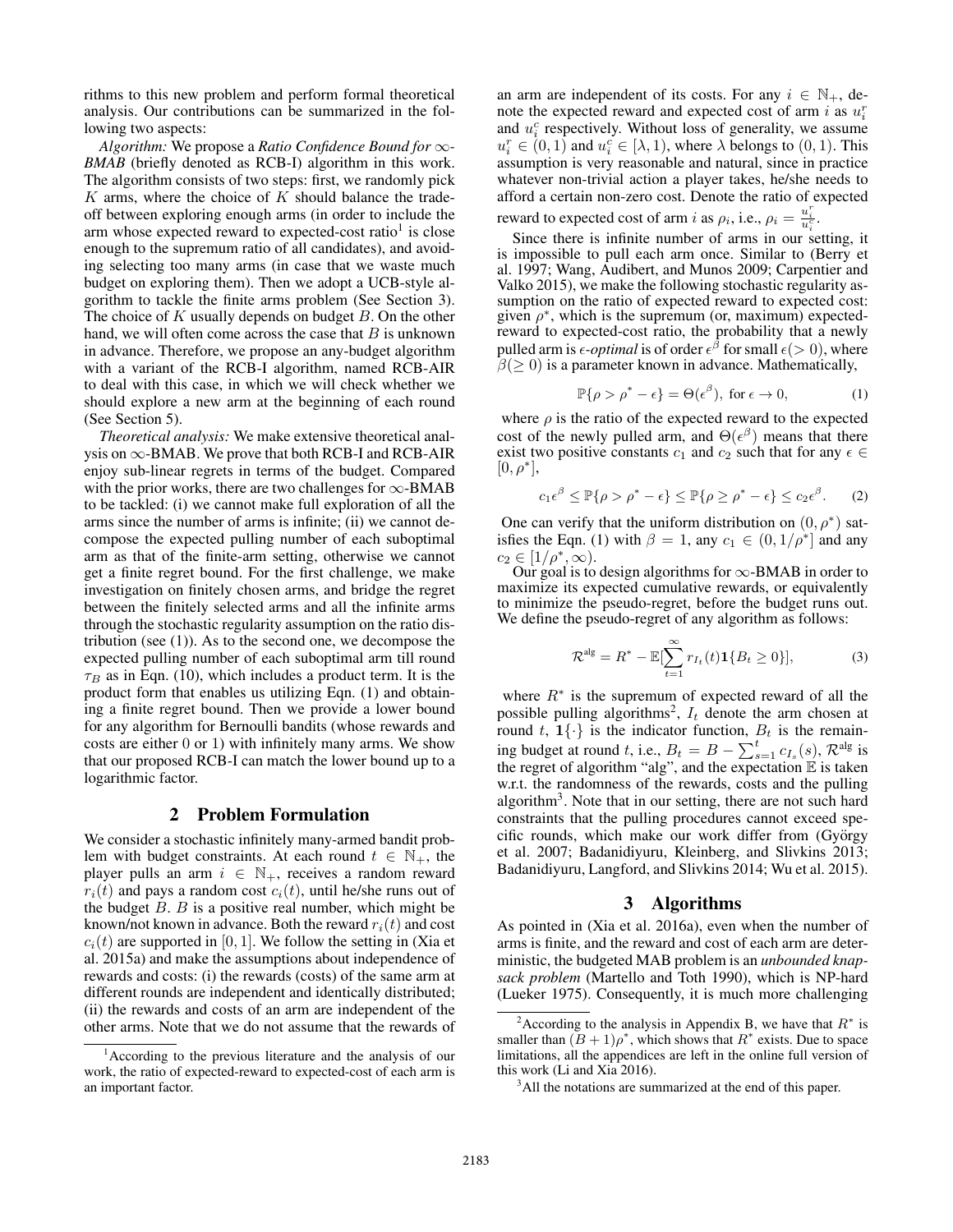rithms to this new problem and perform formal theoretical analysis. Our contributions can be summarized in the following two aspects:

*Algorithm:* We propose a *Ratio Confidence Bound for ∞-BMAB* (briefly denoted as RCB-I) algorithm in this work. The algorithm consists of two steps: first, we randomly pick $K$ arms, where the choice of $K$ should balance the tradeoff between exploring enough arms (in order to include the arm whose expected reward to expected-cost ratio[1] is close enough to the supremum ratio of all candidates), and avoiding selecting too many arms (in case that we waste much budget on exploring them). Then we adopt a UCB-style algorithm to tackle the finite arms problem (See Section 3). The choice of $K$ usually depends on budget $B$. On the other hand, we will often come across the case that $B$ is unknown in advance. Therefore, we propose an any-budget algorithm with a variant of the RCB-I algorithm, named RCB-AIR to deal with this case, in which we will check whether we should explore a new arm at the beginning of each round (See Section 5).

*Theoretical analysis:* We make extensive theoretical analysis on ∞-BMAB. We prove that both RCB-I and RCB-AIR enjoy sub-linear regrets in terms of the budget. Compared with the prior works, there are two challenges for ∞-BMAB to be tackled: (i) we cannot make full exploration of all the arms since the number of arms is infinite; (ii) we cannot decompose the expected pulling number of each suboptimal arm as that of the finite-arm setting, otherwise we cannot get a finite regret bound. For the first challenge, we make investigation on finitely chosen arms, and bridge the regret between the finitely selected arms and all the infinite arms through the stochastic regularity assumption on the ratio distribution (see (1)). As to the second one, we decompose the expected pulling number of each suboptimal arm till round $\tau_B$ as in Eqn. (10), which includes a product term. It is the product form that enables us utilizing Eqn. (1) and obtaining a finite regret bound. Then we provide a lower bound for any algorithm for Bernoulli bandits (whose rewards and costs are either 0 or 1) with infinitely many arms. We show that our proposed RCB-I can match the lower bound up to a logarithmic factor.

## 2 Problem Formulation

We consider a stochastic infinitely many-armed bandit problem with budget constraints. At each round $t \in \mathbb{N}_+$, the player pulls an arm $i \in \mathbb{N}_+$, receives a random reward $r_i(t)$ and pays a random cost $c_i(t)$, until he/she runs out of the budget $B$. $B$ is a positive real number, which might be known/not known in advance. Both the reward $r_i(t)$ and cost $c_i(t)$ are supported in $[0, 1]$. We follow the setting in (Xia et al. 2015a) and make the assumptions about independence of rewards and costs: (i) the rewards (costs) of the same arm at different rounds are independent and identically distributed; (ii) the rewards and costs of an arm are independent of the other arms. Note that we do not assume that the rewards of an arm are independent of its costs. For any $i \in \mathbb{N}_+$, denote the expected reward and expected cost of arm $i$ as $u_i^r$ and $u_i^c$ respectively. Without loss of generality, we assume $u_i^r \in (0, 1)$ and $u_i^c \in [\lambda, 1)$, where $\lambda$ belongs to $(0, 1)$. This assumption is very reasonable and natural, since in practice whatever non-trivial action a player takes, he/she needs to afford a certain non-zero cost. Denote the ratio of expected reward to expected cost of arm $i$ as $\rho_i$, i.e., $\rho_i = \frac{u_i^r}{u_i^c}$.

Since there is infinite number of arms in our setting, it is impossible to pull each arm once. Similar to (Berry et al. 1997; Wang, Audibert, and Munos 2009; Carpentier and Valko 2015), we make the following stochastic regularity assumption on the ratio of expected reward to expected cost: given $\rho^*$, which is the supremum (or, maximum) expected-reward to expected-cost ratio, the probability that a newly pulled arm is $\epsilon$-*optimal* is of order $\epsilon^\beta$ for small $\epsilon(>0)$, where $\beta(\geq 0)$ is a parameter known in advance. Mathematically,

$$\mathbb{P}\{\rho > \rho^* - \epsilon\} = \Theta(\epsilon^\beta), \text{ for } \epsilon \to 0, \tag{1}$$

where $\rho$ is the ratio of the expected reward to the expected cost of the newly pulled arm, and $\Theta(\epsilon^\beta)$ means that there exist two positive constants $c_1$ and $c_2$ such that for any $\epsilon \in [0, \rho^*]$,

$$c_1\epsilon^\beta \leq \mathbb{P}\{\rho > \rho^* - \epsilon\} \leq \mathbb{P}\{\rho \geq \rho^* - \epsilon\} \leq c_2\epsilon^\beta. \tag{2}$$

One can verify that the uniform distribution on $(0, \rho^*)$ satisfies the Eqn. (1) with $\beta = 1$, any $c_1 \in (0, 1/\rho^*]$ and any $c_2 \in [1/\rho^*, \infty)$.

Our goal is to design algorithms for ∞-BMAB in order to maximize its expected cumulative rewards, or equivalently to minimize the pseudo-regret, before the budget runs out. We define the pseudo-regret of any algorithm as follows:

$$\mathcal{R}^{\text{alg}} = R^* - \mathbb{E}[\sum_{t=1}^{\infty} r_{I_t}(t)\mathbf{1}\{B_t \geq 0\}], \tag{3}$$

where $R^*$ is the supremum of expected reward of all the possible pulling algorithms[2], $I_t$ denote the arm chosen at round $t$, $\mathbf{1}\{\cdot\}$ is the indicator function, $B_t$ is the remaining budget at round $t$, i.e., $B_t = B - \sum_{s=1}^{t} c_{I_s}(s)$, $\mathcal{R}^{\text{alg}}$ is the regret of algorithm "alg", and the expectation $\mathbb{E}$ is taken w.r.t. the randomness of the rewards, costs and the pulling algorithm[3]. Note that in our setting, there are not such hard constraints that the pulling procedures cannot exceed specific rounds, which make our work differ from (György et al. 2007; Badanidiyuru, Kleinberg, and Slivkins 2013; Badanidiyuru, Langford, and Slivkins 2014; Wu et al. 2015).

## 3 Algorithms

As pointed in (Xia et al. 2016a), even when the number of arms is finite, and the reward and cost of each arm are deterministic, the budgeted MAB problem is an *unbounded knapsack problem* (Martello and Toth 1990), which is NP-hard (Lueker 1975). Consequently, it is much more challenging

[1]According to the previous literature and the analysis of our work, the ratio of expected-reward to expected-cost of each arm is an important factor.

[2]According to the analysis in Appendix B, we have that $R^*$ is smaller than $(B + 1)\rho^*$, which shows that $R^*$ exists. Due to space limitations, all the appendices are left in the online full version of this work (Li and Xia 2016).

[3]All the notations are summarized at the end of this paper.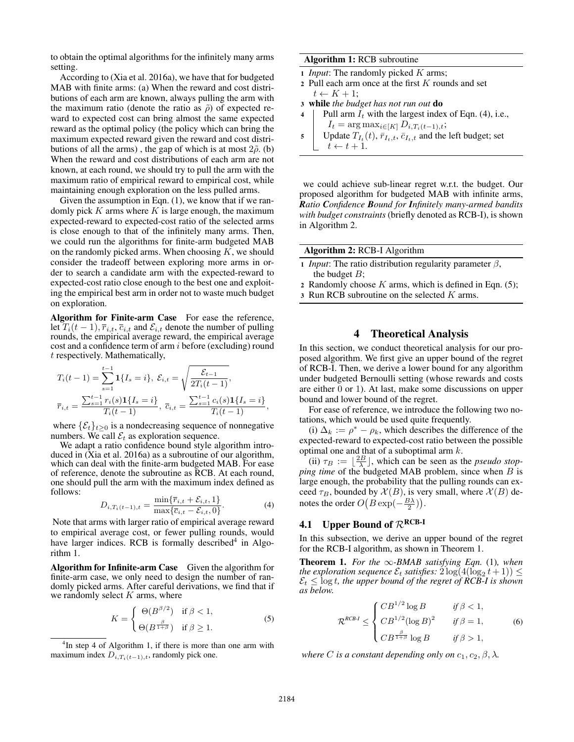to obtain the optimal algorithms for the infinitely many arms setting.

According to (Xia et al. 2016a), we have that for budgeted MAB with finite arms: (a) When the reward and cost distributions of each arm are known, always pulling the arm with the maximum ratio (denote the ratio as $\bar{\rho}$) of expected reward to expected cost can bring almost the same expected reward as the optimal policy (the policy which can bring the maximum expected reward given the reward and cost distributions of all the arms) , the gap of which is at most $2\bar{\rho}$. (b) When the reward and cost distributions of each arm are not known, at each round, we should try to pull the arm with the maximum ratio of empirical reward to empirical cost, while maintaining enough exploration on the less pulled arms.

Given the assumption in Eqn. (1), we know that if we randomly pick $K$ arms where $K$ is large enough, the maximum expected-reward to expected-cost ratio of the selected arms is close enough to that of the infinitely many arms. Then, we could run the algorithms for finite-arm budgeted MAB on the randomly picked arms. When choosing $K$, we should consider the tradeoff between exploring more arms in order to search a candidate arm with the expected-reward to expected-cost ratio close enough to the best one and exploiting the empirical best arm in order not to waste much budget on exploration.

**Algorithm for Finite-arm Case** For ease the reference, let $T_i(t-1), \bar{r}_{i,t}, \bar{c}_{i,t}$ and $\mathcal{E}_{i,t}$ denote the number of pulling rounds, the empirical average reward, the empirical average cost and a confidence term of arm $i$ before (excluding) round $t$ respectively. Mathematically,

$$T_i(t-1) = \sum_{s=1}^{t-1} \mathbf{1}\{I_s = i\},\ \mathcal{E}_{i,t} = \sqrt{\frac{\mathcal{E}_{t-1}}{2T_i(t-1)}},$$
$$\bar{r}_{i,t} = \frac{\sum_{s=1}^{t-1} r_i(s)\mathbf{1}\{I_s = i\}}{T_i(t-1)},\ \bar{c}_{i,t} = \frac{\sum_{s=1}^{t-1} c_i(s)\mathbf{1}\{I_s = i\}}{T_i(t-1)},$$

where $\{\mathcal{E}_t\}_{t\geq 0}$ is a nondecreasing sequence of nonnegative numbers. We call $\mathcal{E}_t$ as exploration sequence.

We adapt a ratio confidence bound style algorithm introduced in (Xia et al. 2016a) as a subroutine of our algorithm, which can deal with the finite-arm budgeted MAB. For ease of reference, denote the subroutine as RCB. At each round, one should pull the arm with the maximum index defined as follows:

$$D_{i,T_i(t-1),t} = \frac{\min\{\bar{r}_{i,t} + \mathcal{E}_{i,t}, 1\}}{\max\{\bar{c}_{i,t} - \mathcal{E}_{i,t}, 0\}}. \tag{4}$$

Note that arms with larger ratio of empirical average reward to empirical average cost, or fewer pulling rounds, would have larger indices. RCB is formally described[4] in Algorithm 1.

**Algorithm for Infinite-arm Case** Given the algorithm for finite-arm case, we only need to design the number of randomly picked arms. After careful derivations, we find that if we randomly select $K$ arms, where

$$K = \begin{cases} \Theta(B^{\beta/2}) & \text{if } \beta < 1, \\ \Theta(B^{\frac{\beta}{1+\beta}}) & \text{if } \beta \geq 1. \end{cases} \tag{5}$$

[4]In step 4 of Algorithm 1, if there is more than one arm with maximum index $D_{i,T_i(t-1),t}$, randomly pick one.

**Algorithm 1:** RCB subroutine

1. *Input*: The randomly picked $K$ arms;
2. Pull each arm once at the first $K$ rounds and set $t \leftarrow K+1$;
3. **while** *the budget has not run out* **do**
4. Pull arm $I_t$ with the largest index of Eqn. (4), i.e., $I_t = \arg\max_{i\in[K]} D_{i,T_i(t-1),t}$;
5. Update $T_{I_t}(t)$, $\bar{r}_{I_t,t}$, $\bar{c}_{I_t,t}$ and the left budget; set $t \leftarrow t+1$.

we could achieve sub-linear regret w.r.t. the budget. Our proposed algorithm for budgeted MAB with infinite arms, ***R**atio **C**onfidence **B**ound for **I**nfinitely many-armed bandits with budget constraints* (briefly denoted as RCB-I), is shown in Algorithm 2.

**Algorithm 2:** RCB-I Algorithm

1. *Input*: The ratio distribution regularity parameter $\beta$, the budget $B$;
2. Randomly choose $K$ arms, which is defined in Eqn. (5);
3. Run RCB subroutine on the selected $K$ arms.

# 4 Theoretical Analysis

In this section, we conduct theoretical analysis for our proposed algorithm. We first give an upper bound of the regret of RCB-I. Then, we derive a lower bound for any algorithm under budgeted Bernoulli setting (whose rewards and costs are either 0 or 1). At last, make some discussions on upper bound and lower bound of the regret.

For ease of reference, we introduce the following two notations, which would be used quite frequently.

(i) $\Delta_k := \rho^* - \rho_k$, which describes the difference of the expected-reward to expected-cost ratio between the possible optimal one and that of a suboptimal arm $k$.

(ii) $\tau_B := \lfloor \frac{2B}{\lambda} \rfloor$, which can be seen as the *pseudo stopping time* of the budgeted MAB problem, since when $B$ is large enough, the probability that the pulling rounds can exceed $\tau_B$, bounded by $\mathcal{X}(B)$, is very small, where $\mathcal{X}(B)$ denotes the order $O\big(B\exp(-\frac{B\lambda}{2})\big)$.

## 4.1 Upper Bound of $\mathcal{R}^{\text{RCB-I}}$

In this subsection, we derive an upper bound of the regret for the RCB-I algorithm, as shown in Theorem 1.

**Theorem 1.** *For the $\infty$-BMAB satisfying Eqn. (1), when the exploration sequence $\mathcal{E}_t$ satisfies: $2\log(4(\log_2 t+1)) \leq \mathcal{E}_t \leq \log t$, the upper bound of the regret of RCB-I is shown as below.*

$$\mathcal{R}^{\text{RCB-I}} \leq \begin{cases} CB^{1/2}\log B & \text{if } \beta < 1, \\ CB^{1/2}(\log B)^2 & \text{if } \beta = 1, \\ CB^{\frac{\beta}{1+\beta}}\log B & \text{if } \beta > 1, \end{cases} \tag{6}$$

*where $C$ is a constant depending only on $c_1, c_2, \beta, \lambda$.*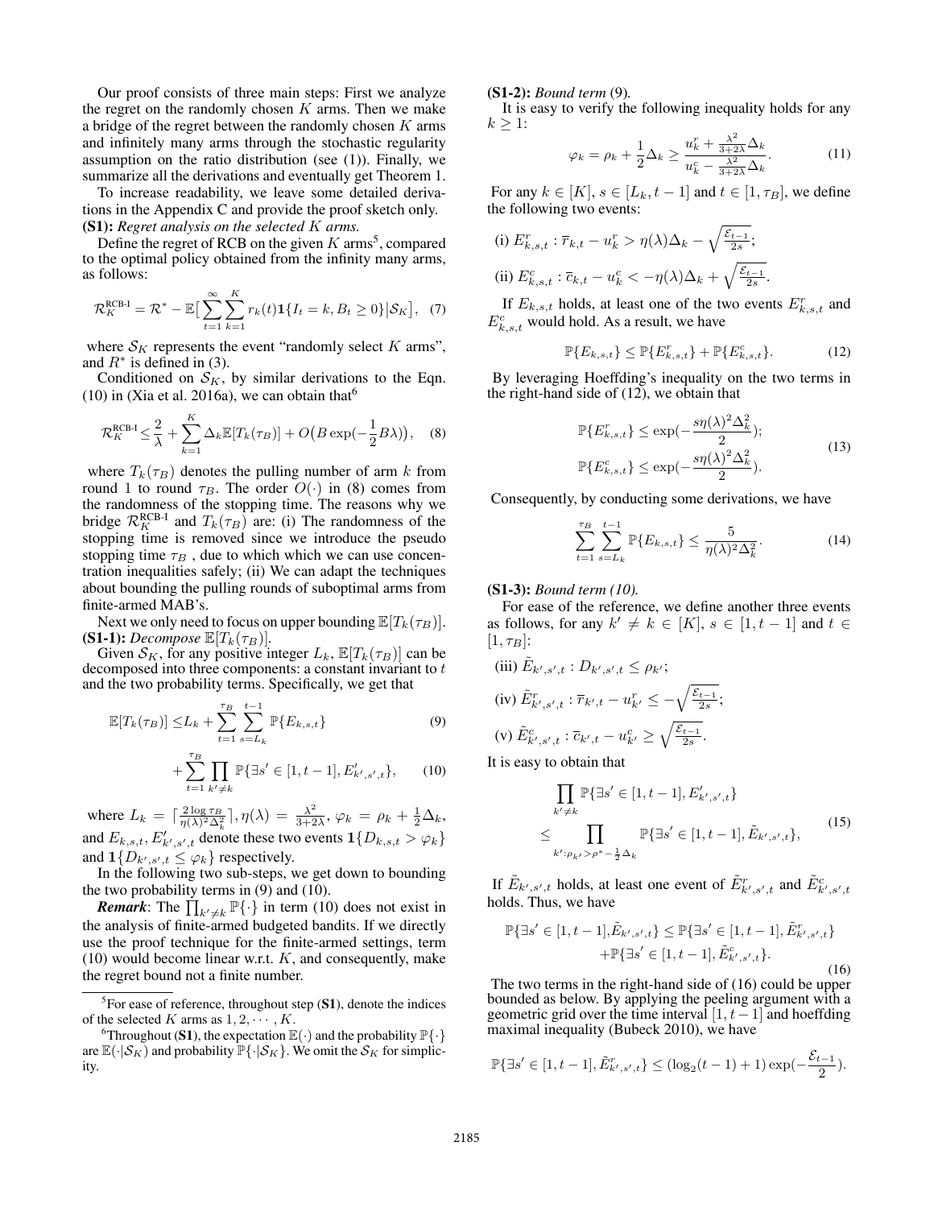Our proof consists of three main steps: First we analyze the regret on the randomly chosen $K$ arms. Then we make a bridge of the regret between the randomly chosen $K$ arms and infinitely many arms through the stochastic regularity assumption on the ratio distribution (see (1)). Finally, we summarize all the derivations and eventually get Theorem 1.

To increase readability, we leave some detailed derivations in the Appendix C and provide the proof sketch only.

**(S1):** *Regret analysis on the selected $K$ arms.*

Define the regret of RCB on the given $K$ arms[5], compared to the optimal policy obtained from the infinity many arms, as follows:

$$\mathcal{R}_K^{\text{RCB-I}} = \mathcal{R}^* - \mathbb{E}\big[\sum_{t=1}^{\infty}\sum_{k=1}^{K} r_k(t)\mathbf{1}\{I_t = k, B_t \geq 0\}\big|\mathcal{S}_K\big], \quad (7)$$

where $\mathcal{S}_K$ represents the event "randomly select $K$ arms", and $R^*$ is defined in (3).

Conditioned on $\mathcal{S}_K$, by similar derivations to the Eqn. (10) in (Xia et al. 2016a), we can obtain that[6]

$$\mathcal{R}_K^{\text{RCB-I}} \leq \frac{2}{\lambda} + \sum_{k=1}^{K}\Delta_k\mathbb{E}[T_k(\tau_B)] + O\big(B\exp(-\frac{1}{2}B\lambda)\big), \quad (8)$$

where $T_k(\tau_B)$ denotes the pulling number of arm $k$ from round 1 to round $\tau_B$. The order $O(\cdot)$ in (8) comes from the randomness of the stopping time. The reasons why we bridge $\mathcal{R}_K^{\text{RCB-I}}$ and $T_k(\tau_B)$ are: (i) The randomness of the stopping time is removed since we introduce the pseudo stopping time $\tau_B$ , due to which which we can use concentration inequalities safely; (ii) We can adapt the techniques about bounding the pulling rounds of suboptimal arms from finite-armed MAB's.

Next we only need to focus on upper bounding $\mathbb{E}[T_k(\tau_B)]$.

**(S1-1):** *Decompose $\mathbb{E}[T_k(\tau_B)]$.*

Given $\mathcal{S}_K$, for any positive integer $L_k$, $\mathbb{E}[T_k(\tau_B)]$ can be decomposed into three components: a constant invariant to $t$ and the two probability terms. Specifically, we get that

$$\mathbb{E}[T_k(\tau_B)] \leq L_k + \sum_{t=1}^{\tau_B}\sum_{s=L_k}^{t-1}\mathbb{P}\{E_{k,s,t}\} \quad (9)$$

$$+\sum_{t=1}^{\tau_B}\prod_{k'\neq k}\mathbb{P}\{\exists s' \in [1, t-1], E'_{k',s',t}\}, \quad (10)$$

where $L_k = \lceil\frac{2\log\tau_B}{\eta(\lambda)^2\Delta_k^2}\rceil, \eta(\lambda) = \frac{\lambda^2}{3+2\lambda}, \varphi_k = \rho_k + \frac{1}{2}\Delta_k$, and $E_{k,s,t}, E'_{k',s',t}$ denote these two events $\mathbf{1}\{D_{k,s,t} > \varphi_k\}$ and $\mathbf{1}\{D_{k',s',t} \leq \varphi_k\}$ respectively.

In the following two sub-steps, we get down to bounding the two probability terms in (9) and (10).

***Remark***: The $\prod_{k'\neq k}\mathbb{P}\{\cdot\}$ in term (10) does not exist in the analysis of finite-armed budgeted bandits. If we directly use the proof technique for the finite-armed settings, term (10) would become linear w.r.t. $K$, and consequently, make the regret bound not a finite number.

**(S1-2):** *Bound term (9).*

It is easy to verify the following inequality holds for any $k \geq 1$:

$$\varphi_k = \rho_k + \frac{1}{2}\Delta_k \geq \frac{u_k^r + \frac{\lambda^2}{3+2\lambda}\Delta_k}{u_k^c - \frac{\lambda^2}{3+2\lambda}\Delta_k}. \quad (11)$$

For any $k \in [K]$, $s \in [L_k, t-1]$ and $t \in [1, \tau_B]$, we define the following two events:

(i) $E_{k,s,t}^r : \overline{r}_{k,t} - u_k^r > \eta(\lambda)\Delta_k - \sqrt{\frac{\mathcal{E}_{t-1}}{2s}}$;

(ii) $E_{k,s,t}^c : \overline{c}_{k,t} - u_k^c < -\eta(\lambda)\Delta_k + \sqrt{\frac{\mathcal{E}_{t-1}}{2s}}$.

If $E_{k,s,t}$ holds, at least one of the two events $E_{k,s,t}^r$ and $E_{k,s,t}^c$ would hold. As a result, we have

$$\mathbb{P}\{E_{k,s,t}\} \leq \mathbb{P}\{E_{k,s,t}^r\} + \mathbb{P}\{E_{k,s,t}^c\}. \quad (12)$$

By leveraging Hoeffding's inequality on the two terms in the right-hand side of (12), we obtain that

$$\mathbb{P}\{E_{k,s,t}^r\} \leq \exp(-\frac{s\eta(\lambda)^2\Delta_k^2}{2}); \qquad \mathbb{P}\{E_{k,s,t}^c\} \leq \exp(-\frac{s\eta(\lambda)^2\Delta_k^2}{2}). \quad (13)$$

Consequently, by conducting some derivations, we have

$$\sum_{t=1}^{\tau_B}\sum_{s=L_k}^{t-1}\mathbb{P}\{E_{k,s,t}\} \leq \frac{5}{\eta(\lambda)^2\Delta_k^2}. \quad (14)$$

**(S1-3):** *Bound term (10).*

For ease of the reference, we define another three events as follows, for any $k' \neq k \in [K]$, $s \in [1, t-1]$ and $t \in [1, \tau_B]$:

(iii) $\tilde{E}_{k',s',t} : D_{k',s',t} \leq \rho_{k'}$;

(iv) $\tilde{E}_{k',s',t}^r : \overline{r}_{k',t} - u_{k'}^r \leq -\sqrt{\frac{\mathcal{E}_{t-1}}{2s}}$;

(v) $\tilde{E}_{k',s',t}^c : \overline{c}_{k',t} - u_{k'}^c \geq \sqrt{\frac{\mathcal{E}_{t-1}}{2s}}$.

It is easy to obtain that

$$\prod_{k'\neq k}\mathbb{P}\{\exists s' \in [1, t-1], E'_{k',s',t}\} \leq \prod_{k':\rho_{k'} > \rho^* - \frac{1}{2}\Delta_k}\mathbb{P}\{\exists s' \in [1, t-1], \tilde{E}_{k',s',t}\}, \quad (15)$$

If $\tilde{E}_{k',s',t}$ holds, at least one event of $\tilde{E}_{k',s',t}^r$ and $\tilde{E}_{k',s',t}^c$ holds. Thus, we have

$$\mathbb{P}\{\exists s' \in [1, t-1], \tilde{E}_{k',s',t}\} \leq \mathbb{P}\{\exists s' \in [1, t-1], \tilde{E}_{k',s',t}^r\} + \mathbb{P}\{\exists s' \in [1, t-1], \tilde{E}_{k',s',t}^c\}. \quad (16)$$

The two terms in the right-hand side of (16) could be upper bounded as below. By applying the peeling argument with a geometric grid over the time interval $[1, t-1]$ and hoeffding maximal inequality (Bubeck 2010), we have

$$\mathbb{P}\{\exists s' \in [1, t-1], \tilde{E}_{k',s',t}^r\} \leq (\log_2(t-1) + 1)\exp(-\frac{\mathcal{E}_{t-1}}{2}).$$

---

[5] For ease of reference, throughout step (**S1**), denote the indices of the selected $K$ arms as $1, 2, \cdots, K$.

[6] Throughout (**S1**), the expectation $\mathbb{E}(\cdot)$ and the probability $\mathbb{P}\{\cdot\}$ are $\mathbb{E}(\cdot|\mathcal{S}_K)$ and probability $\mathbb{P}\{\cdot|\mathcal{S}_K\}$. We omit the $\mathcal{S}_K$ for simplicity.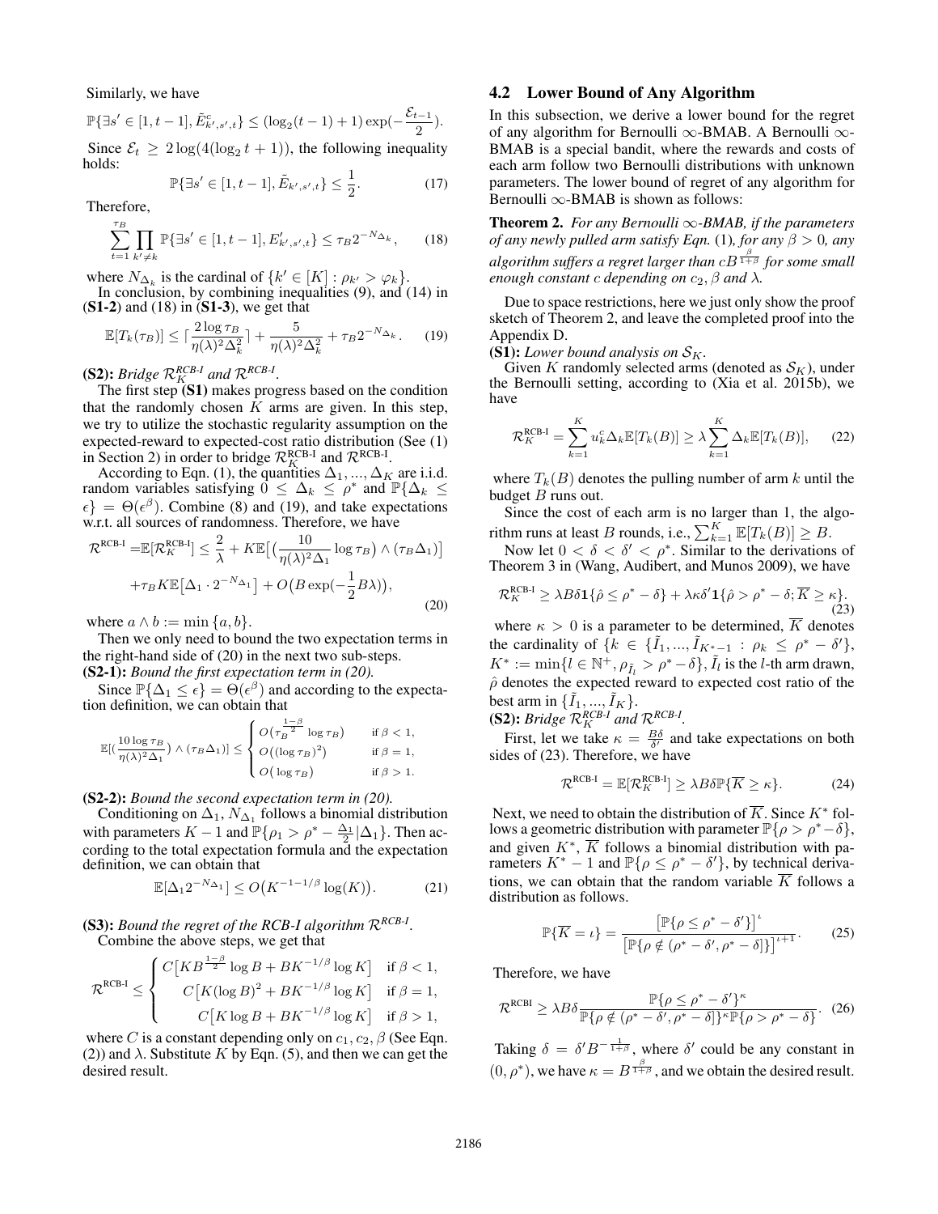Similarly, we have

$$\mathbb{P}\{\exists s' \in [1, t-1], \tilde{E}^c_{k',s',t}\} \le (\log_2(t-1)+1)\exp(-\frac{\mathcal{E}_{t-1}}{2}).$$

Since $\mathcal{E}_t \ge 2\log(4(\log_2 t + 1))$, the following inequality holds:

$$\mathbb{P}\{\exists s' \in [1, t-1], \tilde{E}_{k',s',t}\} \le \frac{1}{2}. \tag{17}$$

Therefore,

$$\sum_{t=1}^{\tau_B} \prod_{k' \neq k} \mathbb{P}\{\exists s' \in [1, t-1], E'_{k',s',t}\} \le \tau_B 2^{-N_{\Delta_k}}, \tag{18}$$

where $N_{\Delta_k}$ is the cardinal of $\{k' \in [K] : \rho_{k'} > \varphi_k\}$.

In conclusion, by combining inequalities (9), and (14) in (**S1-2**) and (18) in (**S1-3**), we get that

$$\mathbb{E}[T_k(\tau_B)] \le \lceil \frac{2\log \tau_B}{\eta(\lambda)^2 \Delta_k^2} \rceil + \frac{5}{\eta(\lambda)^2 \Delta_k^2} + \tau_B 2^{-N_{\Delta_k}}. \tag{19}$$

**(S2):** *Bridge $\mathcal{R}^{RCB\text{-}I}_K$ and $\mathcal{R}^{RCB\text{-}I}$.*

The first step **(S1)** makes progress based on the condition that the randomly chosen $K$ arms are given. In this step, we try to utilize the stochastic regularity assumption on the expected-reward to expected-cost ratio distribution (See (1) in Section 2) in order to bridge $\mathcal{R}^{\text{RCB-I}}_K$ and $\mathcal{R}^{\text{RCB-I}}$.

According to Eqn. (1), the quantities $\Delta_1, ..., \Delta_K$ are i.i.d. random variables satisfying $0 \le \Delta_k \le \rho^*$ and $\mathbb{P}\{\Delta_k \le \epsilon\} = \Theta(\epsilon^\beta)$. Combine (8) and (19), and take expectations w.r.t. all sources of randomness. Therefore, we have

$$\begin{aligned}\mathcal{R}^{\text{RCB-I}} =& \mathbb{E}[\mathcal{R}^{\text{RCB-I}}_K] \le \frac{2}{\lambda} + K\mathbb{E}\big[\big(\frac{10}{\eta(\lambda)^2\Delta_1}\log \tau_B\big) \wedge (\tau_B \Delta_1)\big] \\ &+ \tau_B K \mathbb{E}\big[\Delta_1 \cdot 2^{-N_{\Delta_1}}\big] + O\big(B\exp(-\frac{1}{2}B\lambda)\big),\end{aligned} \tag{20}$$

where $a \wedge b := \min\{a, b\}$.

Then we only need to bound the two expectation terms in the right-hand side of (20) in the next two sub-steps.

**(S2-1):** *Bound the first expectation term in (20).*

Since $\mathbb{P}\{\Delta_1 \le \epsilon\} = \Theta(\epsilon^\beta)$ and according to the expectation definition, we can obtain that

$$\mathbb{E}[(\frac{10\log \tau_B}{\eta(\lambda)^2\Delta_1}) \wedge (\tau_B\Delta_1)] \le \begin{cases} O\big(\tau_B^{\frac{1-\beta}{2}}\log \tau_B\big) & \text{if } \beta < 1, \\ O\big((\log \tau_B)^2\big) & \text{if } \beta = 1, \\ O\big(\log \tau_B\big) & \text{if } \beta > 1. \end{cases}$$

**(S2-2):** *Bound the second expectation term in (20).*

Conditioning on $\Delta_1$, $N_{\Delta_1}$ follows a binomial distribution with parameters $K-1$ and $\mathbb{P}\{\rho_1 > \rho^* - \frac{\Delta_1}{2} | \Delta_1\}$. Then according to the total expectation formula and the expectation definition, we can obtain that

$$\mathbb{E}[\Delta_1 2^{-N_{\Delta_1}}] \le O\big(K^{-1-1/\beta}\log(K)\big). \tag{21}$$

**(S3):** *Bound the regret of the RCB-I algorithm $\mathcal{R}^{RCB\text{-}I}$.*

Combine the above steps, we get that

$$\mathcal{R}^{\text{RCB-I}} \le \begin{cases} C\big[KB^{\frac{1-\beta}{2}}\log B + BK^{-1/\beta}\log K\big] & \text{if } \beta < 1, \\ C\big[K(\log B)^2 + BK^{-1/\beta}\log K\big] & \text{if } \beta = 1, \\ C\big[K\log B + BK^{-1/\beta}\log K\big] & \text{if } \beta > 1, \end{cases}$$

where $C$ is a constant depending only on $c_1, c_2, \beta$ (See Eqn. (2)) and $\lambda$. Substitute $K$ by Eqn. (5), and then we can get the desired result.

## 4.2 Lower Bound of Any Algorithm

In this subsection, we derive a lower bound for the regret of any algorithm for Bernoulli $\infty$-BMAB. A Bernoulli $\infty$-BMAB is a special bandit, where the rewards and costs of each arm follow two Bernoulli distributions with unknown parameters. The lower bound of regret of any algorithm for Bernoulli $\infty$-BMAB is shown as follows:

**Theorem 2.** *For any Bernoulli $\infty$-BMAB, if the parameters of any newly pulled arm satisfy Eqn.* (1)*, for any $\beta > 0$, any algorithm suffers a regret larger than $cB^{\frac{\beta}{1+\beta}}$ for some small enough constant $c$ depending on $c_2, \beta$ and $\lambda$.*

Due to space restrictions, here we just only show the proof sketch of Theorem 2, and leave the completed proof into the Appendix D.

**(S1):** *Lower bound analysis on $\mathcal{S}_K$.*

Given $K$ randomly selected arms (denoted as $\mathcal{S}_K$), under the Bernoulli setting, according to (Xia et al. 2015b), we have

$$\mathcal{R}^{\text{RCB-I}}_K = \sum_{k=1}^{K} u_k^c \Delta_k \mathbb{E}[T_k(B)] \ge \lambda \sum_{k=1}^{K} \Delta_k \mathbb{E}[T_k(B)], \tag{22}$$

where $T_k(B)$ denotes the pulling number of arm $k$ until the budget $B$ runs out.

Since the cost of each arm is no larger than 1, the algorithm runs at least $B$ rounds, i.e., $\sum_{k=1}^{K}\mathbb{E}[T_k(B)] \ge B$.

Now let $0 < \delta < \delta' < \rho^*$. Similar to the derivations of Theorem 3 in (Wang, Audibert, and Munos 2009), we have

$$\mathcal{R}^{\text{RCB-I}}_K \ge \lambda B\delta \mathbf{1}\{\hat{\rho} \le \rho^* - \delta\} + \lambda\kappa\delta' \mathbf{1}\{\hat{\rho} > \rho^* - \delta; \overline{K} \ge \kappa\}. \tag{23}$$

where $\kappa > 0$ is a parameter to be determined, $\overline{K}$ denotes the cardinality of $\{k \in \{\tilde{I}_1, ..., \tilde{I}_{K^*-1} : \rho_k \le \rho^* - \delta'\}$, $K^* := \min\{l \in \mathbb{N}^+, \rho_{\tilde{I}_l} > \rho^* - \delta\}$, $\tilde{I}_l$ is the $l$-th arm drawn, $\hat{\rho}$ denotes the expected reward to expected cost ratio of the best arm in $\{\tilde{I}_1, ..., \tilde{I}_K\}$.

**(S2):** *Bridge $\mathcal{R}^{RCB\text{-}I}_K$ and $\mathcal{R}^{RCB\text{-}I}$.*

First, let we take $\kappa = \frac{B\delta}{\delta'}$ and take expectations on both sides of (23). Therefore, we have

$$\mathcal{R}^{\text{RCB-I}} = \mathbb{E}[\mathcal{R}^{\text{RCB-I}}_K] \ge \lambda B\delta \mathbb{P}\{\overline{K} \ge \kappa\}. \tag{24}$$

Next, we need to obtain the distribution of $\overline{K}$. Since $K^*$ follows a geometric distribution with parameter $\mathbb{P}\{\rho > \rho^* - \delta\}$, and given $K^*$, $\overline{K}$ follows a binomial distribution with parameters $K^* - 1$ and $\mathbb{P}\{\rho \le \rho^* - \delta'\}$, by technical derivations, we can obtain that the random variable $\overline{K}$ follows a distribution as follows.

$$\mathbb{P}\{\overline{K} = \iota\} = \frac{\big[\mathbb{P}\{\rho \le \rho^* - \delta'\}\big]^\iota}{\big[\mathbb{P}\{\rho \notin (\rho^* - \delta', \rho^* - \delta]\}\big]^{\iota+1}}. \tag{25}$$

Therefore, we have

$$\mathcal{R}^{\text{RCBI}} \ge \lambda B\delta \frac{\mathbb{P}\{\rho \le \rho^* - \delta'\}^\kappa}{\mathbb{P}\{\rho \notin (\rho^* - \delta', \rho^* - \delta]\}^\kappa \mathbb{P}\{\rho > \rho^* - \delta\}}. \tag{26}$$

Taking $\delta = \delta' B^{-\frac{1}{1+\beta}}$, where $\delta'$ could be any constant in $(0, \rho^*)$, we have $\kappa = B^{\frac{\beta}{1+\beta}}$, and we obtain the desired result.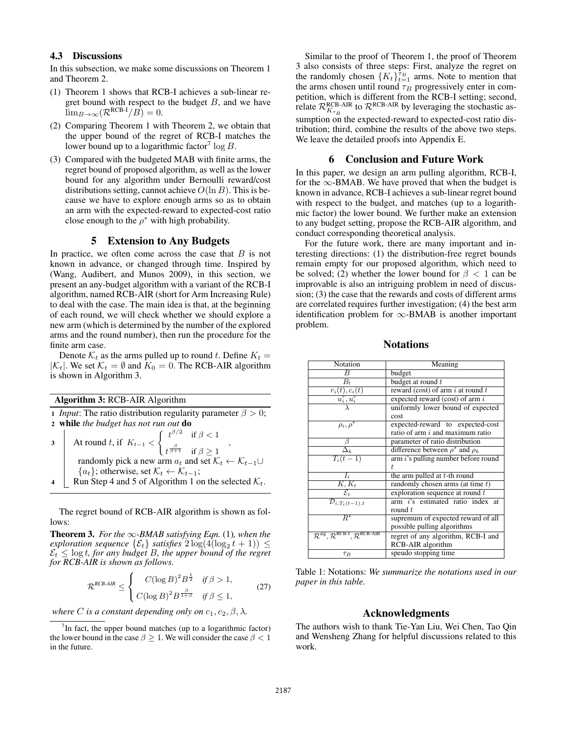### 4.3 Discussions

In this subsection, we make some discussions on Theorem 1 and Theorem 2.

(1) Theorem 1 shows that RCB-I achieves a sub-linear regret bound with respect to the budget $B$, and we have $\lim_{B\to\infty}(\mathcal{R}^{\text{RCB-I}}/B) = 0$.

(2) Comparing Theorem 1 with Theorem 2, we obtain that the upper bound of the regret of RCB-I matches the lower bound up to a logarithmic factor[7] $\log B$.

(3) Compared with the budgeted MAB with finite arms, the regret bound of proposed algorithm, as well as the lower bound for any algorithm under Bernoulli reward/cost distributions setting, cannot achieve $O(\ln B)$. This is because we have to explore enough arms so as to obtain an arm with the expected-reward to expected-cost ratio close enough to the $\rho^*$ with high probability.

## 5 Extension to Any Budgets

In practice, we often come across the case that $B$ is not known in advance, or changed through time. Inspired by (Wang, Audibert, and Munos 2009), in this section, we present an any-budget algorithm with a variant of the RCB-I algorithm, named RCB-AIR (short for Arm Increasing Rule) to deal with the case. The main idea is that, at the beginning of each round, we will check whether we should explore a new arm (which is determined by the number of the explored arms and the round number), then run the procedure for the finite arm case.

Denote $\mathcal{K}_t$ as the arms pulled up to round $t$. Define $K_t = |\mathcal{K}_t|$. We set $\mathcal{K}_t = \emptyset$ and $K_0 = 0$. The RCB-AIR algorithm is shown in Algorithm 3.

**Algorithm 3:** RCB-AIR Algorithm

1. *Input*: The ratio distribution regularity parameter $\beta > 0$;
2. **while** *the budget has not run out* **do**
3. At round $t$, if $K_{t-1} < \begin{cases} t^{\beta/2} & \text{if } \beta < 1 \\ t^{\frac{\beta}{\beta+1}} & \text{if } \beta \geq 1 \end{cases}$, randomly pick a new arm $a_t$ and set $\mathcal{K}_t \leftarrow \mathcal{K}_{t-1} \cup \{a_t\}$; otherwise, set $\mathcal{K}_t \leftarrow \mathcal{K}_{t-1}$;
4. Run Step 4 and 5 of Algorithm 1 on the selected $\mathcal{K}_t$.

The regret bound of RCB-AIR algorithm is shown as follows:

**Theorem 3.** *For the $\infty$-BMAB satisfying Eqn.* (1)*, when the exploration sequence $\{\mathcal{E}_t\}$ satisfies $2\log(4(\log_2 t + 1)) \leq \mathcal{E}_t \leq \log t$, for any budget $B$, the upper bound of the regret for RCB-AIR is shown as follows.*

$$\mathcal{R}^{\text{RCB-AIR}} \leq \begin{cases} C(\log B)^2 B^{\frac{1}{2}} & \text{if } \beta > 1, \\ C(\log B)^2 B^{\frac{\beta}{1+\beta}} & \text{if } \beta \leq 1, \end{cases} \tag{27}$$

*where $C$ is a constant depending only on $c_1, c_2, \beta, \lambda$.*

Similar to the proof of Theorem 1, the proof of Theorem 3 also consists of three steps: First, analyze the regret on the randomly chosen $\{K_t\}_{t=1}^{\tau_B}$ arms. Note to mention that the arms chosen until round $\tau_B$ progressively enter in competition, which is different from the RCB-I setting; second, relate $\mathcal{R}^{\text{RCB-AIR}}_{K_{\tau_B}}$ to $\mathcal{R}^{\text{RCB-AIR}}$ by leveraging the stochastic assumption on the expected-reward to expected-cost ratio distribution; third, combine the results of the above two steps. We leave the detailed proofs into Appendix E.

## 6 Conclusion and Future Work

In this paper, we design an arm pulling algorithm, RCB-I, for the $\infty$-BMAB. We have proved that when the budget is known in advance, RCB-I achieves a sub-linear regret bound with respect to the budget, and matches (up to a logarithmic factor) the lower bound. We further make an extension to any budget setting, propose the RCB-AIR algorithm, and conduct corresponding theoretical analysis.

For the future work, there are many important and interesting directions: (1) the distribution-free regret bounds remain empty for our proposed algorithm, which need to be solved; (2) whether the lower bound for $\beta < 1$ can be improvable is also an intriguing problem in need of discussion; (3) the case that the rewards and costs of different arms are correlated requires further investigation; (4) the best arm identification problem for $\infty$-BMAB is another important problem.

## Notations

| Notation | Meaning |
|---|---|
| $B$ | budget |
| $B_t$ | budget at round $t$ |
| $r_i(t), c_i(t)$ | reward (cost) of arm $i$ at round $t$ |
| $u_i^r, u_i^c$ | expected reward (cost) of arm $i$ |
| $\lambda$ | uniformly lower bound of expected cost |
| $\rho_i, \rho^*$ | expected-reward to expected-cost ratio of arm $i$ and maximum ratio |
| $\beta$ | parameter of ratio distribution |
| $\Delta_k$ | difference between $\rho^*$ and $\rho_k$ |
| $T_i(t-1)$ | arm $i$'s pulling number before round $t$ |
| $I_t$ | the arm pulled at $t$-th round |
| $K, K_t$ | randomly chosen arms (at time $t$) |
| $\mathcal{E}_t$ | exploration sequence at round $t$ |
| $\mathcal{D}_{i,T_i(t-1),t}$ | arm $i$'s estimated ratio index at round $t$ |
| $R^*$ | supremum of expected reward of all possible pulling algorithms |
| $\mathcal{R}^{\text{alg}}, \mathcal{R}^{\text{RCB-I}}, \mathcal{R}^{\text{RCB-AIR}}$ | regret of any algorithm, RCB-I and RCB-AIR algorithm |
| $\tau_B$ | speudo stopping time |

Table 1: Notations: *We summarize the notations used in our paper in this table.*

## Acknowledgments

The authors wish to thank Tie-Yan Liu, Wei Chen, Tao Qin and Wensheng Zhang for helpful discussions related to this work.

[7] In fact, the upper bound matches (up to a logarithmic factor) the lower bound in the case $\beta \geq 1$. We will consider the case $\beta < 1$ in the future.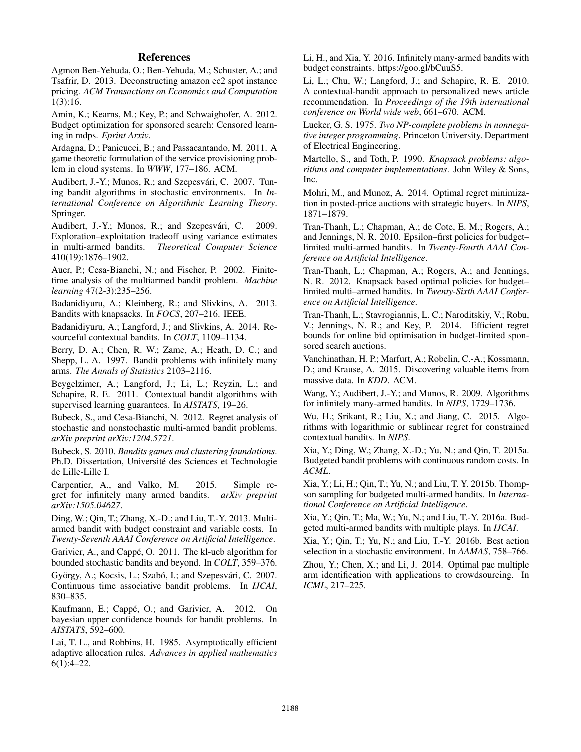## References

Agmon Ben-Yehuda, O.; Ben-Yehuda, M.; Schuster, A.; and Tsafrir, D. 2013. Deconstructing amazon ec2 spot instance pricing. *ACM Transactions on Economics and Computation* 1(3):16.

Amin, K.; Kearns, M.; Key, P.; and Schwaighofer, A. 2012. Budget optimization for sponsored search: Censored learning in mdps. *Eprint Arxiv*.

Ardagna, D.; Panicucci, B.; and Passacantando, M. 2011. A game theoretic formulation of the service provisioning problem in cloud systems. In *WWW*, 177–186. ACM.

Audibert, J.-Y.; Munos, R.; and Szepesvári, C. 2007. Tuning bandit algorithms in stochastic environments. In *International Conference on Algorithmic Learning Theory*. Springer.

Audibert, J.-Y.; Munos, R.; and Szepesvári, C. 2009. Exploration–exploitation tradeoff using variance estimates in multi-armed bandits. *Theoretical Computer Science* 410(19):1876–1902.

Auer, P.; Cesa-Bianchi, N.; and Fischer, P. 2002. Finite-time analysis of the multiarmed bandit problem. *Machine learning* 47(2-3):235–256.

Badanidiyuru, A.; Kleinberg, R.; and Slivkins, A. 2013. Bandits with knapsacks. In *FOCS*, 207–216. IEEE.

Badanidiyuru, A.; Langford, J.; and Slivkins, A. 2014. Resourceful contextual bandits. In *COLT*, 1109–1134.

Berry, D. A.; Chen, R. W.; Zame, A.; Heath, D. C.; and Shepp, L. A. 1997. Bandit problems with infinitely many arms. *The Annals of Statistics* 2103–2116.

Beygelzimer, A.; Langford, J.; Li, L.; Reyzin, L.; and Schapire, R. E. 2011. Contextual bandit algorithms with supervised learning guarantees. In *AISTATS*, 19–26.

Bubeck, S., and Cesa-Bianchi, N. 2012. Regret analysis of stochastic and nonstochastic multi-armed bandit problems. *arXiv preprint arXiv:1204.5721*.

Bubeck, S. 2010. *Bandits games and clustering foundations*. Ph.D. Dissertation, Université des Sciences et Technologie de Lille-Lille I.

Carpentier, A., and Valko, M. 2015. Simple regret for infinitely many armed bandits. *arXiv preprint arXiv:1505.04627*.

Ding, W.; Qin, T.; Zhang, X.-D.; and Liu, T.-Y. 2013. Multi-armed bandit with budget constraint and variable costs. In *Twenty-Seventh AAAI Conference on Artificial Intelligence*.

Garivier, A., and Cappé, O. 2011. The kl-ucb algorithm for bounded stochastic bandits and beyond. In *COLT*, 359–376.

György, A.; Kocsis, L.; Szabó, I.; and Szepesvári, C. 2007. Continuous time associative bandit problems. In *IJCAI*, 830–835.

Kaufmann, E.; Cappé, O.; and Garivier, A. 2012. On bayesian upper confidence bounds for bandit problems. In *AISTATS*, 592–600.

Lai, T. L., and Robbins, H. 1985. Asymptotically efficient adaptive allocation rules. *Advances in applied mathematics* 6(1):4–22.

Li, H., and Xia, Y. 2016. Infinitely many-armed bandits with budget constraints. https://goo.gl/bCuuS5.

Li, L.; Chu, W.; Langford, J.; and Schapire, R. E. 2010. A contextual-bandit approach to personalized news article recommendation. In *Proceedings of the 19th international conference on World wide web*, 661–670. ACM.

Lueker, G. S. 1975. *Two NP-complete problems in nonnegative integer programming*. Princeton University. Department of Electrical Engineering.

Martello, S., and Toth, P. 1990. *Knapsack problems: algorithms and computer implementations*. John Wiley & Sons, Inc.

Mohri, M., and Munoz, A. 2014. Optimal regret minimization in posted-price auctions with strategic buyers. In *NIPS*, 1871–1879.

Tran-Thanh, L.; Chapman, A.; de Cote, E. M.; Rogers, A.; and Jennings, N. R. 2010. Epsilon–first policies for budget–limited multi-armed bandits. In *Twenty-Fourth AAAI Conference on Artificial Intelligence*.

Tran-Thanh, L.; Chapman, A.; Rogers, A.; and Jennings, N. R. 2012. Knapsack based optimal policies for budget–limited multi–armed bandits. In *Twenty-Sixth AAAI Conference on Artificial Intelligence*.

Tran-Thanh, L.; Stavrogiannis, L. C.; Naroditskiy, V.; Robu, V.; Jennings, N. R.; and Key, P. 2014. Efficient regret bounds for online bid optimisation in budget-limited sponsored search auctions.

Vanchinathan, H. P.; Marfurt, A.; Robelin, C.-A.; Kossmann, D.; and Krause, A. 2015. Discovering valuable items from massive data. In *KDD*. ACM.

Wang, Y.; Audibert, J.-Y.; and Munos, R. 2009. Algorithms for infinitely many-armed bandits. In *NIPS*, 1729–1736.

Wu, H.; Srikant, R.; Liu, X.; and Jiang, C. 2015. Algorithms with logarithmic or sublinear regret for constrained contextual bandits. In *NIPS*.

Xia, Y.; Ding, W.; Zhang, X.-D.; Yu, N.; and Qin, T. 2015a. Budgeted bandit problems with continuous random costs. In *ACML*.

Xia, Y.; Li, H.; Qin, T.; Yu, N.; and Liu, T. Y. 2015b. Thompson sampling for budgeted multi-armed bandits. In *International Conference on Artificial Intelligence*.

Xia, Y.; Qin, T.; Ma, W.; Yu, N.; and Liu, T.-Y. 2016a. Budgeted multi-armed bandits with multiple plays. In *IJCAI*.

Xia, Y.; Qin, T.; Yu, N.; and Liu, T.-Y. 2016b. Best action selection in a stochastic environment. In *AAMAS*, 758–766.

Zhou, Y.; Chen, X.; and Li, J. 2014. Optimal pac multiple arm identification with applications to crowdsourcing. In *ICML*, 217–225.